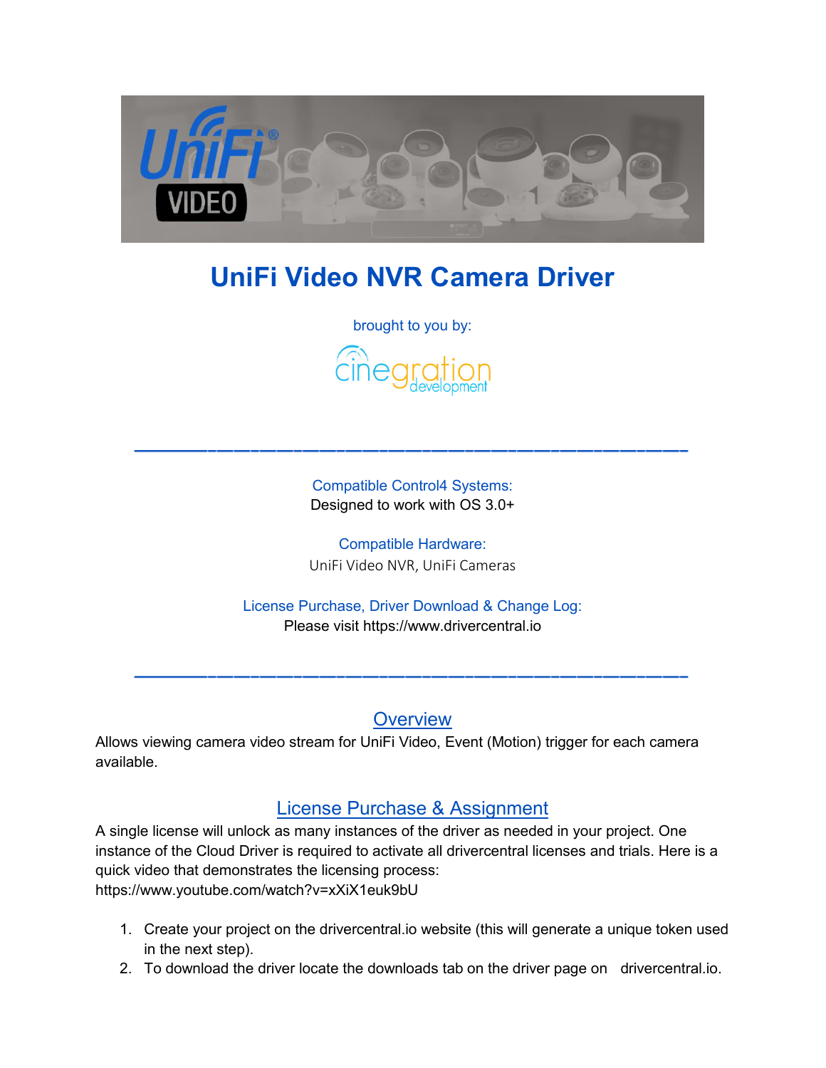# UniFi Video NVR Camera Driver

brought to you by:

cinegration development

---

Compatible Control4 Systems:
Designed to work with OS 3.0+

Compatible Hardware:
UniFi Video NVR, UniFi Cameras

License Purchase, Driver Download & Change Log:
Please visit https://www.drivercentral.io

---

## Overview

Allows viewing camera video stream for UniFi Video, Event (Motion) trigger for each camera available.

## License Purchase & Assignment

A single license will unlock as many instances of the driver as needed in your project. One instance of the Cloud Driver is required to activate all drivercentral licenses and trials. Here is a quick video that demonstrates the licensing process:
https://www.youtube.com/watch?v=xXiX1euk9bU

1. Create your project on the drivercentral.io website (this will generate a unique token used in the next step).
2. To download the driver locate the downloads tab on the driver page on drivercentral.io.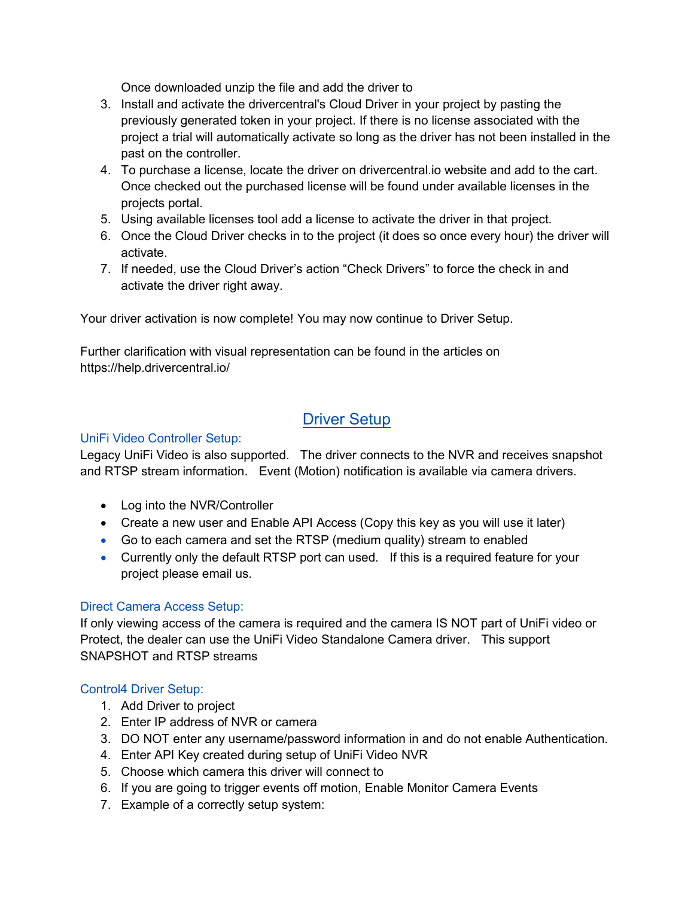Once downloaded unzip the file and add the driver to

3. Install and activate the drivercentral's Cloud Driver in your project by pasting the previously generated token in your project. If there is no license associated with the project a trial will automatically activate so long as the driver has not been installed in the past on the controller.
4. To purchase a license, locate the driver on drivercentral.io website and add to the cart. Once checked out the purchased license will be found under available licenses in the projects portal.
5. Using available licenses tool add a license to activate the driver in that project.
6. Once the Cloud Driver checks in to the project (it does so once every hour) the driver will activate.
7. If needed, use the Cloud Driver's action "Check Drivers" to force the check in and activate the driver right away.

Your driver activation is now complete! You may now continue to Driver Setup.

Further clarification with visual representation can be found in the articles on https://help.drivercentral.io/

## Driver Setup

### UniFi Video Controller Setup:

Legacy UniFi Video is also supported. The driver connects to the NVR and receives snapshot and RTSP stream information. Event (Motion) notification is available via camera drivers.

- Log into the NVR/Controller
- Create a new user and Enable API Access (Copy this key as you will use it later)
- Go to each camera and set the RTSP (medium quality) stream to enabled
- Currently only the default RTSP port can used. If this is a required feature for your project please email us.

### Direct Camera Access Setup:

If only viewing access of the camera is required and the camera IS NOT part of UniFi video or Protect, the dealer can use the UniFi Video Standalone Camera driver. This support SNAPSHOT and RTSP streams

### Control4 Driver Setup:

1. Add Driver to project
2. Enter IP address of NVR or camera
3. DO NOT enter any username/password information in and do not enable Authentication.
4. Enter API Key created during setup of UniFi Video NVR
5. Choose which camera this driver will connect to
6. If you are going to trigger events off motion, Enable Monitor Camera Events
7. Example of a correctly setup system: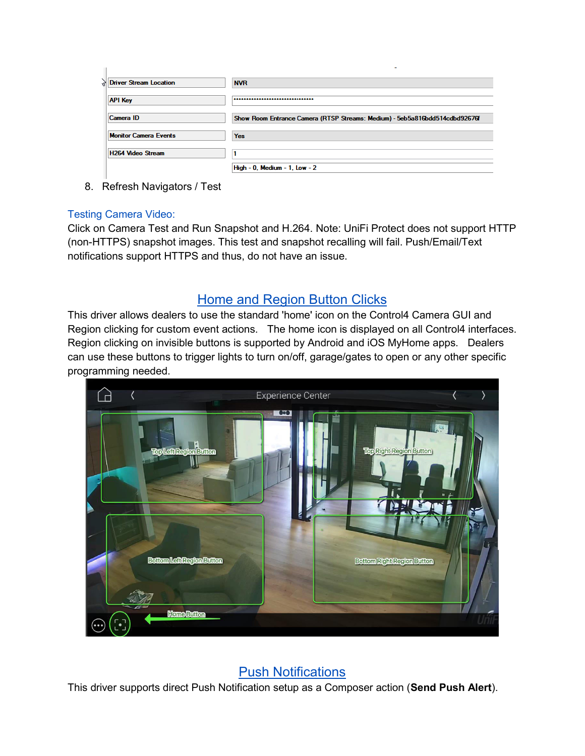| Driver Stream Location | NVR |
| --- | --- |
| API Key | ******************************** |
| Camera ID | Show Room Entrance Camera (RTSP Streams: Medium) - 5eb5a816bdd514cdbd92676f |
| Monitor Camera Events | Yes |
| H264 Video Stream | 1 |
| | High - 0, Medium - 1, Low - 2 |

8. Refresh Navigators / Test

### Testing Camera Video:

Click on Camera Test and Run Snapshot and H.264. Note: UniFi Protect does not support HTTP (non-HTTPS) snapshot images. This test and snapshot recalling will fail. Push/Email/Text notifications support HTTPS and thus, do not have an issue.

## Home and Region Button Clicks

This driver allows dealers to use the standard 'home' icon on the Control4 Camera GUI and Region clicking for custom event actions. The home icon is displayed on all Control4 interfaces. Region clicking on invisible buttons is supported by Android and iOS MyHome apps. Dealers can use these buttons to trigger lights to turn on/off, garage/gates to open or any other specific programming needed.

## Push Notifications

This driver supports direct Push Notification setup as a Composer action (**Send Push Alert**).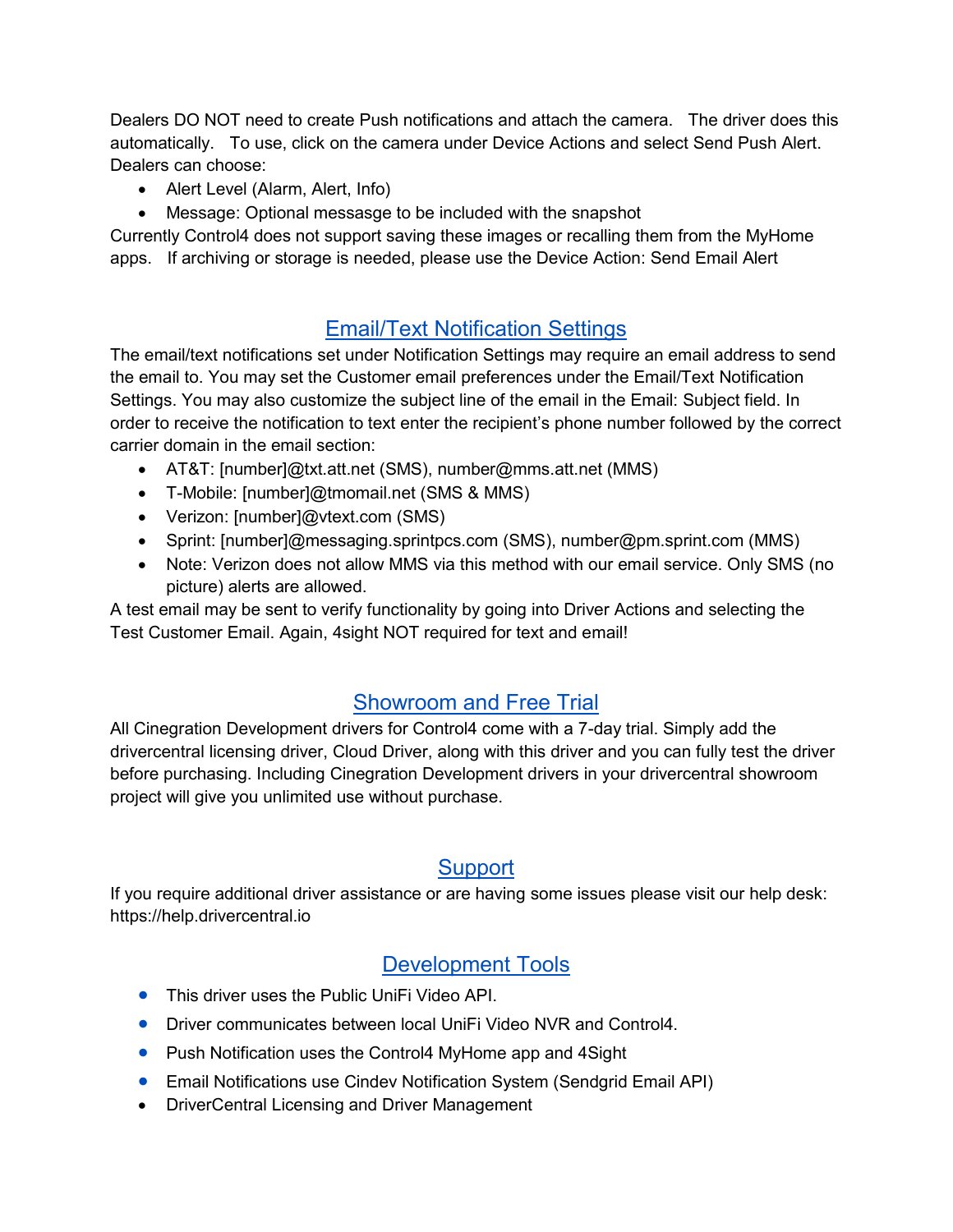Dealers DO NOT need to create Push notifications and attach the camera. The driver does this automatically. To use, click on the camera under Device Actions and select Send Push Alert. Dealers can choose:

- Alert Level (Alarm, Alert, Info)
- Message: Optional messasge to be included with the snapshot

Currently Control4 does not support saving these images or recalling them from the MyHome apps. If archiving or storage is needed, please use the Device Action: Send Email Alert

## Email/Text Notification Settings

The email/text notifications set under Notification Settings may require an email address to send the email to. You may set the Customer email preferences under the Email/Text Notification Settings. You may also customize the subject line of the email in the Email: Subject field. In order to receive the notification to text enter the recipient's phone number followed by the correct carrier domain in the email section:

- AT&T: [number]@txt.att.net (SMS), number@mms.att.net (MMS)
- T-Mobile: [number]@tmomail.net (SMS & MMS)
- Verizon: [number]@vtext.com (SMS)
- Sprint: [number]@messaging.sprintpcs.com (SMS), number@pm.sprint.com (MMS)
- Note: Verizon does not allow MMS via this method with our email service. Only SMS (no picture) alerts are allowed.

A test email may be sent to verify functionality by going into Driver Actions and selecting the Test Customer Email. Again, 4sight NOT required for text and email!

## Showroom and Free Trial

All Cinegration Development drivers for Control4 come with a 7-day trial. Simply add the drivercentral licensing driver, Cloud Driver, along with this driver and you can fully test the driver before purchasing. Including Cinegration Development drivers in your drivercentral showroom project will give you unlimited use without purchase.

## Support

If you require additional driver assistance or are having some issues please visit our help desk: https://help.drivercentral.io

## Development Tools

- This driver uses the Public UniFi Video API.
- Driver communicates between local UniFi Video NVR and Control4.
- Push Notification uses the Control4 MyHome app and 4Sight
- Email Notifications use Cindev Notification System (Sendgrid Email API)
- DriverCentral Licensing and Driver Management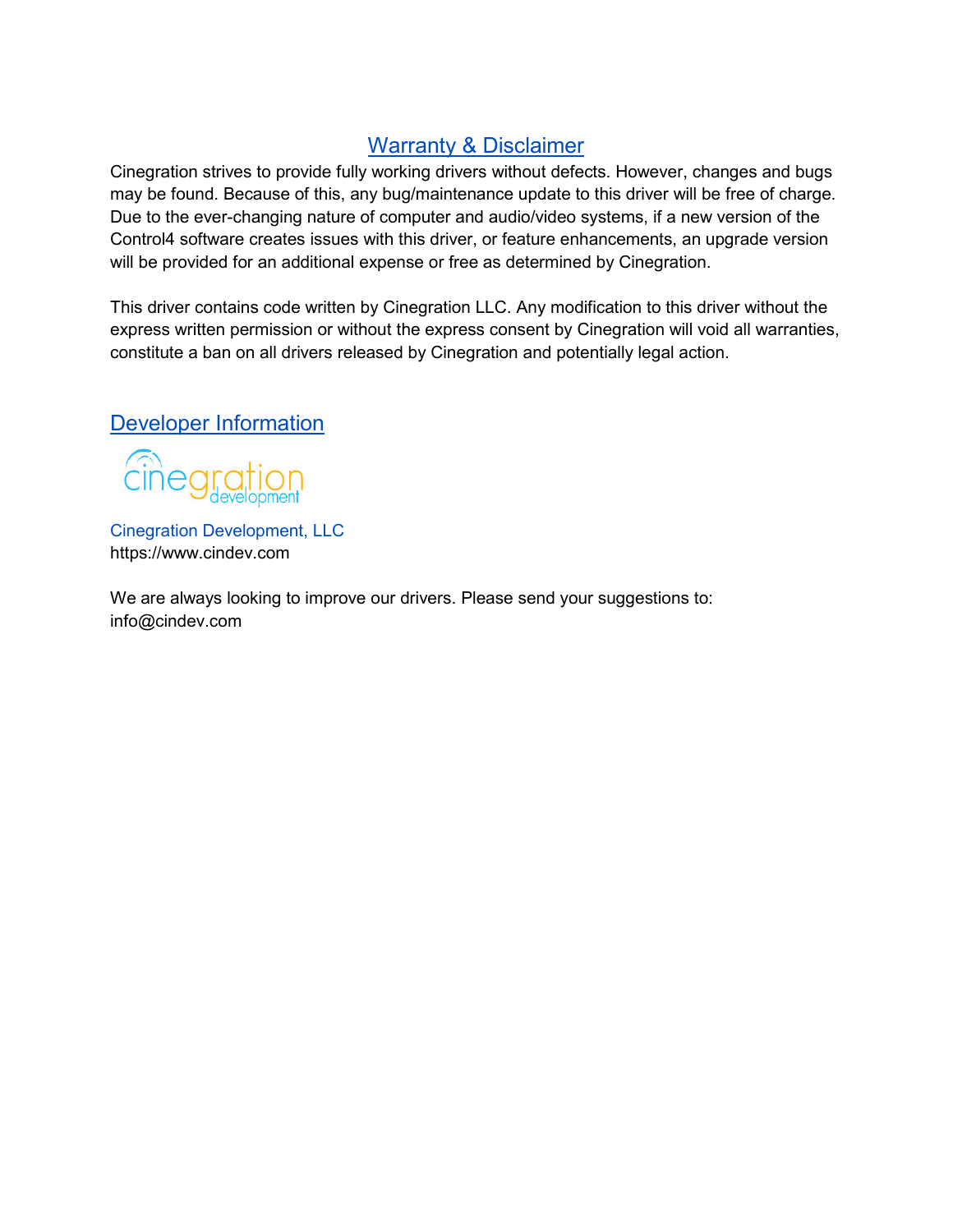## Warranty & Disclaimer

Cinegration strives to provide fully working drivers without defects. However, changes and bugs may be found. Because of this, any bug/maintenance update to this driver will be free of charge. Due to the ever-changing nature of computer and audio/video systems, if a new version of the Control4 software creates issues with this driver, or feature enhancements, an upgrade version will be provided for an additional expense or free as determined by Cinegration.

This driver contains code written by Cinegration LLC. Any modification to this driver without the express written permission or without the express consent by Cinegration will void all warranties, constitute a ban on all drivers released by Cinegration and potentially legal action.

## Developer Information

Cinegration Development, LLC
https://www.cindev.com

We are always looking to improve our drivers. Please send your suggestions to:
info@cindev.com